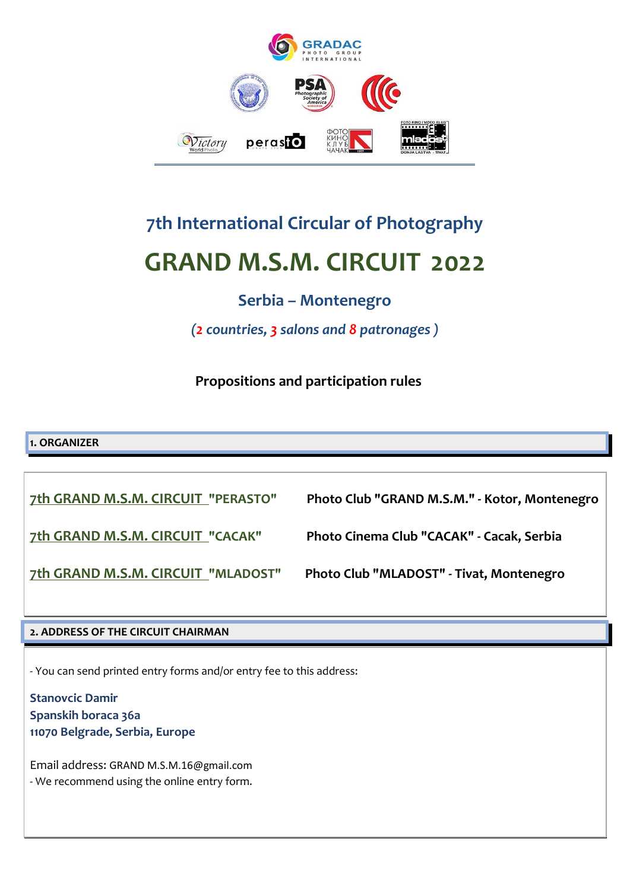## 7th International Circular of Photography

# GRAND M.S.M. CIRCUIT 2022

### Serbia – Montenegro

*(2 countries, 3 salons and 8 patronages )*

**Propositions and participation rules**

**1. ORGANIZER**

| | |
|---|---|
| **7th GRAND M.S.M. CIRCUIT "PERASTO"** | **Photo Club "GRAND M.S.M." - Kotor, Montenegro** |
| **7th GRAND M.S.M. CIRCUIT "CACAK"** | **Photo Cinema Club "CACAK" - Cacak, Serbia** |
| **7th GRAND M.S.M. CIRCUIT "MLADOST"** | **Photo Club "MLADOST" - Tivat, Montenegro** |

**2. ADDRESS OF THE CIRCUIT CHAIRMAN**

- You can send printed entry forms and/or entry fee to this address:

**Stanovcic Damir**
**Spanskih boraca 36a**
**11070 Belgrade, Serbia, Europe**

Email address: GRAND M.S.M.16@gmail.com
- We recommend using the online entry form.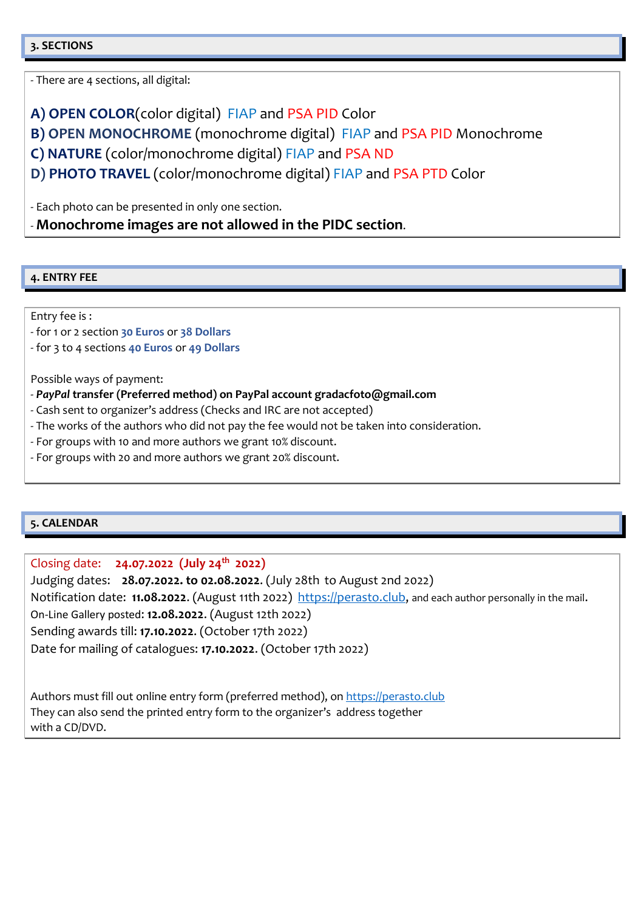## 3. SECTIONS

- There are 4 sections, all digital:

**A) OPEN COLOR**(color digital) FIAP and PSA PID Color
**B) OPEN MONOCHROME** (monochrome digital) FIAP and PSA PID Monochrome
**C) NATURE** (color/monochrome digital) FIAP and PSA ND
**D) PHOTO TRAVEL** (color/monochrome digital) FIAP and PSA PTD Color

- Each photo can be presented in only one section.
- **Monochrome images are not allowed in the PIDC section**.

## 4. ENTRY FEE

Entry fee is :
- for 1 or 2 section **30 Euros** or **38 Dollars**
- for 3 to 4 sections **40 Euros** or **49 Dollars**

Possible ways of payment:
- ***PayPal* transfer (Preferred method) on PayPal account gradacfoto@gmail.com**
- Cash sent to organizer's address (Checks and IRC are not accepted)
- The works of the authors who did not pay the fee would not be taken into consideration.
- For groups with 10 and more authors we grant 10% discount.
- For groups with 20 and more authors we grant 20% discount.

## 5. CALENDAR

Closing date: **24.07.2022 (July 24th 2022)**
Judging dates: **28.07.2022. to 02.08.2022**. (July 28th to August 2nd 2022)
Notification date: **11.08.2022**. (August 11th 2022) https://perasto.club, and each author personally in the mail.
On-Line Gallery posted: **12.08.2022**. (August 12th 2022)
Sending awards till: **17.10.2022**. (October 17th 2022)
Date for mailing of catalogues: **17.10.2022**. (October 17th 2022)

Authors must fill out online entry form (preferred method), on https://perasto.club
They can also send the printed entry form to the organizer's address together with a CD/DVD.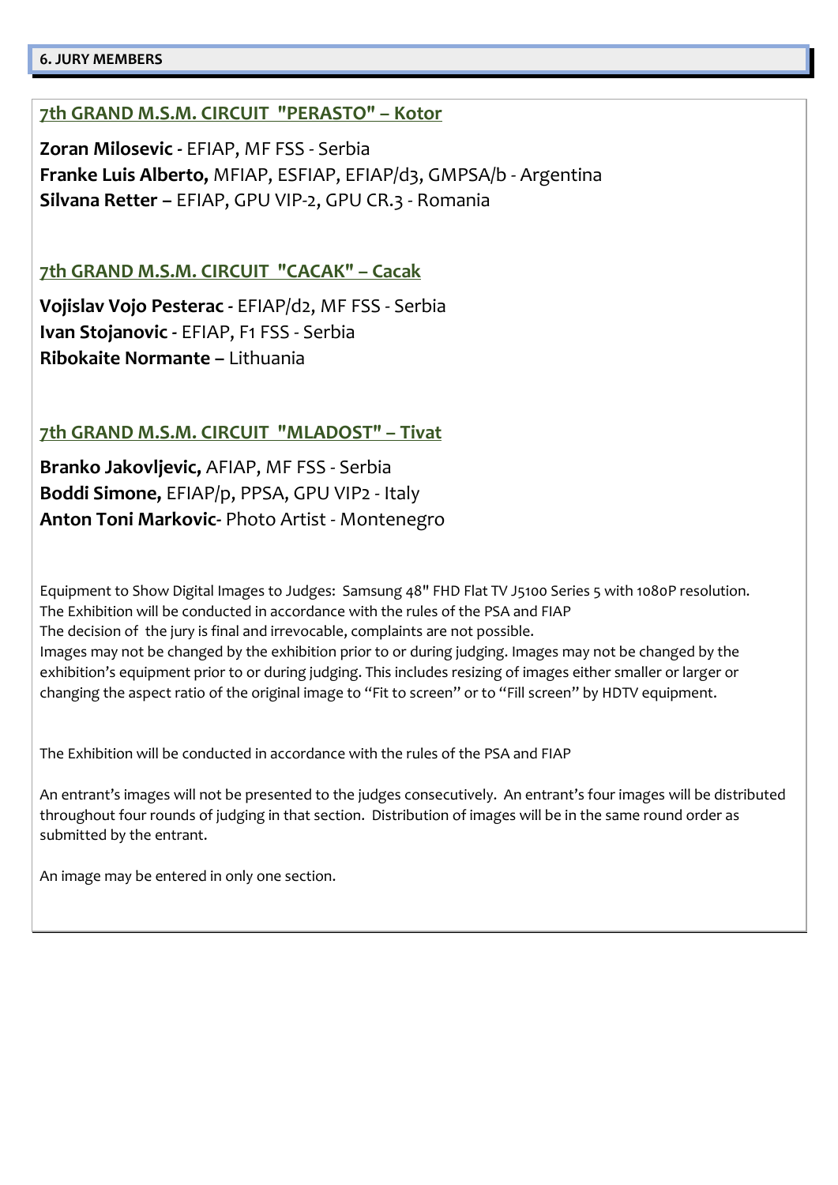## 6. JURY MEMBERS

### 7th GRAND M.S.M. CIRCUIT "PERASTO" – Kotor

**Zoran Milosevic -** EFIAP, MF FSS - Serbia
**Franke Luis Alberto,** MFIAP, ESFIAP, EFIAP/d3, GMPSA/b - Argentina
**Silvana Retter –** EFIAP, GPU VIP-2, GPU CR.3 - Romania

### 7th GRAND M.S.M. CIRCUIT "CACAK" – Cacak

**Vojislav Vojo Pesterac -** EFIAP/d2, MF FSS - Serbia
**Ivan Stojanovic -** EFIAP, F1 FSS - Serbia
**Ribokaite Normante –** Lithuania

### 7th GRAND M.S.M. CIRCUIT "MLADOST" – Tivat

**Branko Jakovljevic,** AFIAP, MF FSS - Serbia
**Boddi Simone,** EFIAP/p, PPSA, GPU VIP2 - Italy
**Anton Toni Markovic-** Photo Artist - Montenegro

Equipment to Show Digital Images to Judges: Samsung 48" FHD Flat TV J5100 Series 5 with 1080P resolution.
The Exhibition will be conducted in accordance with the rules of the PSA and FIAP
The decision of the jury is final and irrevocable, complaints are not possible.
Images may not be changed by the exhibition prior to or during judging. Images may not be changed by the exhibition's equipment prior to or during judging. This includes resizing of images either smaller or larger or changing the aspect ratio of the original image to "Fit to screen" or to "Fill screen" by HDTV equipment.

The Exhibition will be conducted in accordance with the rules of the PSA and FIAP

An entrant's images will not be presented to the judges consecutively. An entrant's four images will be distributed throughout four rounds of judging in that section. Distribution of images will be in the same round order as submitted by the entrant.

An image may be entered in only one section.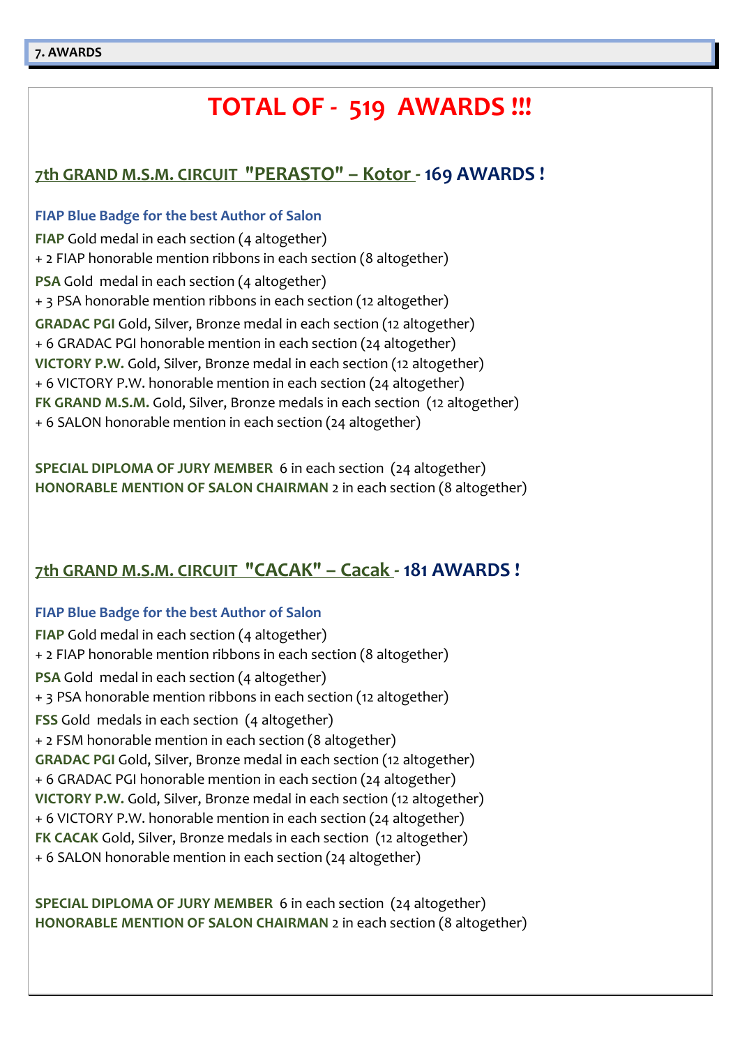## 7. AWARDS

# TOTAL OF - 519 AWARDS !!!

## 7th GRAND M.S.M. CIRCUIT "PERASTO" – Kotor - 169 AWARDS !

**FIAP Blue Badge for the best Author of Salon**

**FIAP** Gold medal in each section (4 altogether)
+ 2 FIAP honorable mention ribbons in each section (8 altogether)

**PSA** Gold medal in each section (4 altogether)
+ 3 PSA honorable mention ribbons in each section (12 altogether)

**GRADAC PGI** Gold, Silver, Bronze medal in each section (12 altogether)
+ 6 GRADAC PGI honorable mention in each section (24 altogether)

**VICTORY P.W.** Gold, Silver, Bronze medal in each section (12 altogether)
+ 6 VICTORY P.W. honorable mention in each section (24 altogether)

**FK GRAND M.S.M.** Gold, Silver, Bronze medals in each section (12 altogether)
+ 6 SALON honorable mention in each section (24 altogether)

**SPECIAL DIPLOMA OF JURY MEMBER** 6 in each section (24 altogether)
**HONORABLE MENTION OF SALON CHAIRMAN** 2 in each section (8 altogether)

## 7th GRAND M.S.M. CIRCUIT "CACAK" – Cacak - 181 AWARDS !

**FIAP Blue Badge for the best Author of Salon**

**FIAP** Gold medal in each section (4 altogether)
+ 2 FIAP honorable mention ribbons in each section (8 altogether)

**PSA** Gold medal in each section (4 altogether)
+ 3 PSA honorable mention ribbons in each section (12 altogether)

**FSS** Gold medals in each section (4 altogether)
+ 2 FSM honorable mention in each section (8 altogether)

**GRADAC PGI** Gold, Silver, Bronze medal in each section (12 altogether)
+ 6 GRADAC PGI honorable mention in each section (24 altogether)

**VICTORY P.W.** Gold, Silver, Bronze medal in each section (12 altogether)
+ 6 VICTORY P.W. honorable mention in each section (24 altogether)

**FK CACAK** Gold, Silver, Bronze medals in each section (12 altogether)
+ 6 SALON honorable mention in each section (24 altogether)

**SPECIAL DIPLOMA OF JURY MEMBER** 6 in each section (24 altogether)
**HONORABLE MENTION OF SALON CHAIRMAN** 2 in each section (8 altogether)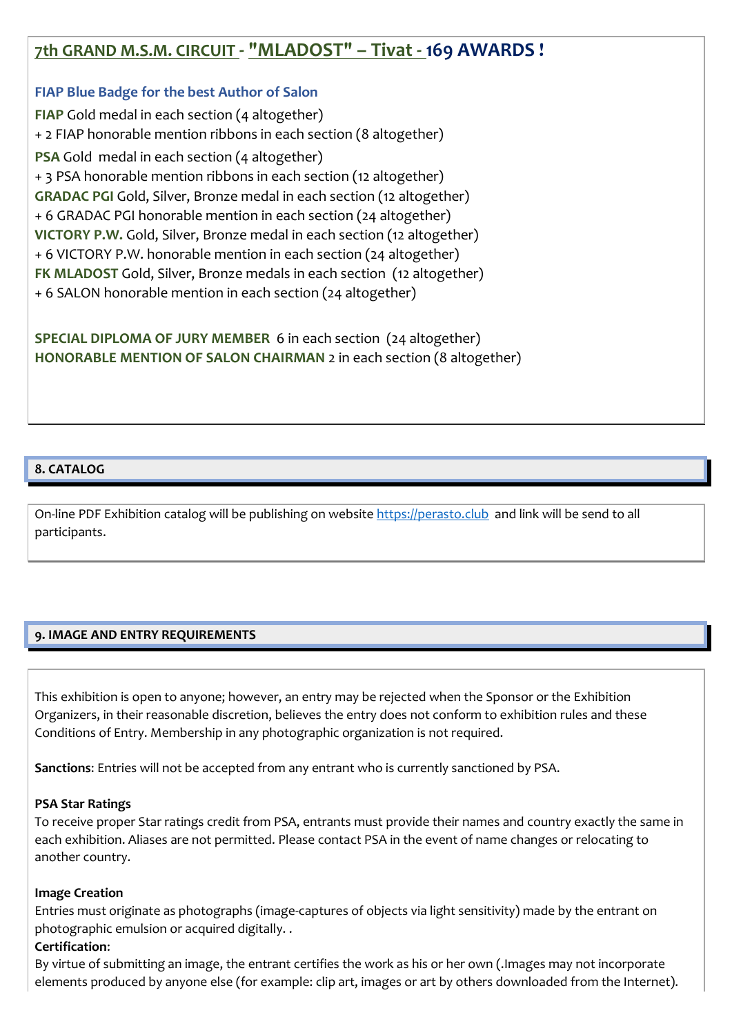## 7th GRAND M.S.M. CIRCUIT - "MLADOST" – Tivat - 169 AWARDS !

**FIAP Blue Badge for the best Author of Salon**

**FIAP** Gold medal in each section (4 altogether)
+ 2 FIAP honorable mention ribbons in each section (8 altogether)

**PSA** Gold medal in each section (4 altogether)
+ 3 PSA honorable mention ribbons in each section (12 altogether)

**GRADAC PGI** Gold, Silver, Bronze medal in each section (12 altogether)
+ 6 GRADAC PGI honorable mention in each section (24 altogether)

**VICTORY P.W.** Gold, Silver, Bronze medal in each section (12 altogether)
+ 6 VICTORY P.W. honorable mention in each section (24 altogether)

**FK MLADOST** Gold, Silver, Bronze medals in each section (12 altogether)
+ 6 SALON honorable mention in each section (24 altogether)

**SPECIAL DIPLOMA OF JURY MEMBER** 6 in each section (24 altogether)
**HONORABLE MENTION OF SALON CHAIRMAN** 2 in each section (8 altogether)

## 8. CATALOG

On-line PDF Exhibition catalog will be publishing on website https://perasto.club and link will be send to all participants.

## 9. IMAGE AND ENTRY REQUIREMENTS

This exhibition is open to anyone; however, an entry may be rejected when the Sponsor or the Exhibition Organizers, in their reasonable discretion, believes the entry does not conform to exhibition rules and these Conditions of Entry. Membership in any photographic organization is not required.

**Sanctions**: Entries will not be accepted from any entrant who is currently sanctioned by PSA.

**PSA Star Ratings**
To receive proper Star ratings credit from PSA, entrants must provide their names and country exactly the same in each exhibition. Aliases are not permitted. Please contact PSA in the event of name changes or relocating to another country.

**Image Creation**
Entries must originate as photographs (image-captures of objects via light sensitivity) made by the entrant on photographic emulsion or acquired digitally. .

**Certification**:
By virtue of submitting an image, the entrant certifies the work as his or her own (.Images may not incorporate elements produced by anyone else (for example: clip art, images or art by others downloaded from the Internet).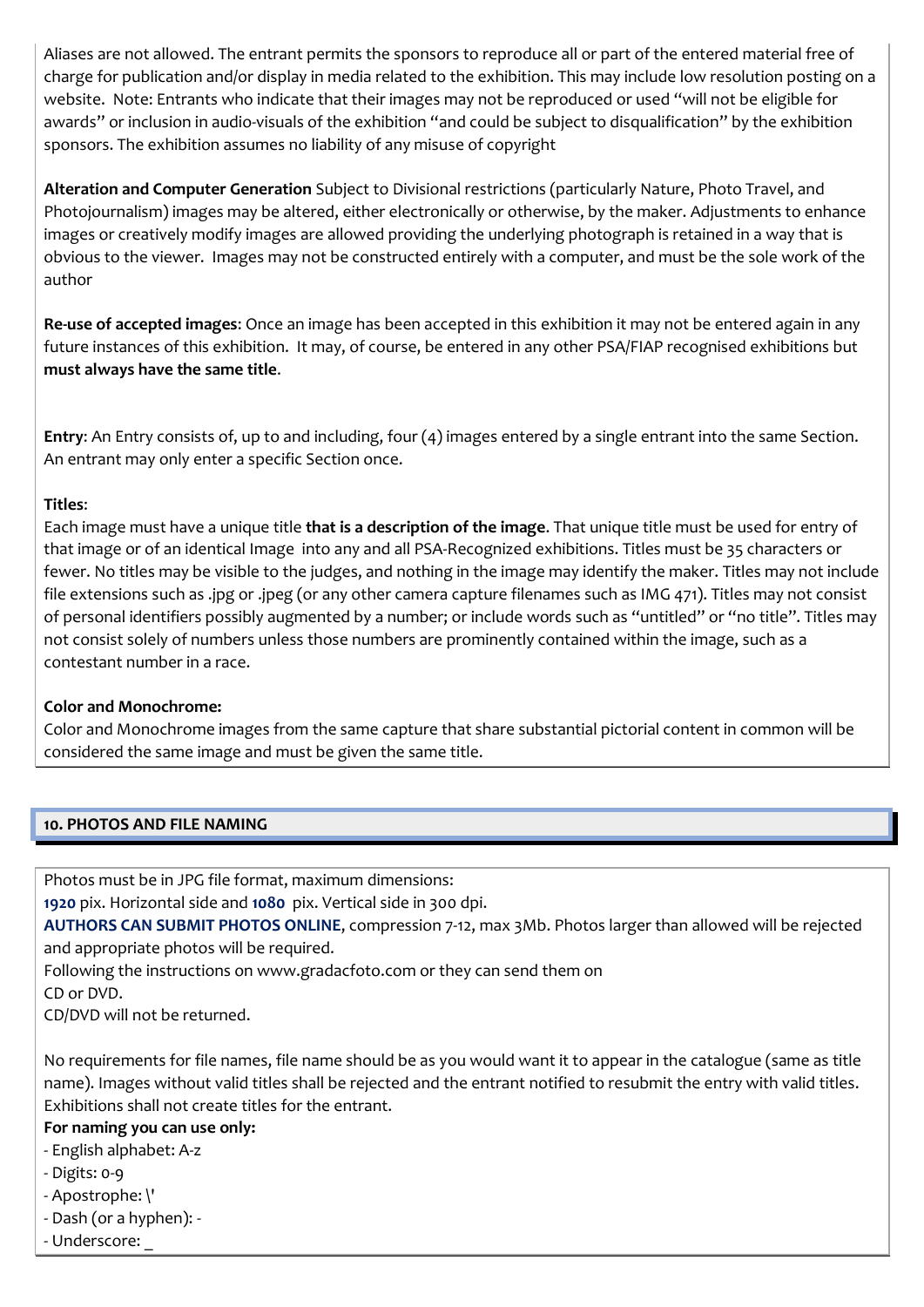Aliases are not allowed. The entrant permits the sponsors to reproduce all or part of the entered material free of charge for publication and/or display in media related to the exhibition. This may include low resolution posting on a website. Note: Entrants who indicate that their images may not be reproduced or used "will not be eligible for awards" or inclusion in audio-visuals of the exhibition "and could be subject to disqualification" by the exhibition sponsors. The exhibition assumes no liability of any misuse of copyright

**Alteration and Computer Generation** Subject to Divisional restrictions (particularly Nature, Photo Travel, and Photojournalism) images may be altered, either electronically or otherwise, by the maker. Adjustments to enhance images or creatively modify images are allowed providing the underlying photograph is retained in a way that is obvious to the viewer. Images may not be constructed entirely with a computer, and must be the sole work of the author

**Re-use of accepted images**: Once an image has been accepted in this exhibition it may not be entered again in any future instances of this exhibition. It may, of course, be entered in any other PSA/FIAP recognised exhibitions but **must always have the same title**.

**Entry**: An Entry consists of, up to and including, four (4) images entered by a single entrant into the same Section. An entrant may only enter a specific Section once.

**Titles**:
Each image must have a unique title **that is a description of the image**. That unique title must be used for entry of that image or of an identical Image into any and all PSA-Recognized exhibitions. Titles must be 35 characters or fewer. No titles may be visible to the judges, and nothing in the image may identify the maker. Titles may not include file extensions such as .jpg or .jpeg (or any other camera capture filenames such as IMG 471). Titles may not consist of personal identifiers possibly augmented by a number; or include words such as "untitled" or "no title". Titles may not consist solely of numbers unless those numbers are prominently contained within the image, such as a contestant number in a race.

**Color and Monochrome:**
Color and Monochrome images from the same capture that share substantial pictorial content in common will be considered the same image and must be given the same title.

## 10. PHOTOS AND FILE NAMING

Photos must be in JPG file format, maximum dimensions:
**1920** pix. Horizontal side and **1080** pix. Vertical side in 300 dpi.
**AUTHORS CAN SUBMIT PHOTOS ONLINE**, compression 7-12, max 3Mb. Photos larger than allowed will be rejected and appropriate photos will be required.
Following the instructions on www.gradacfoto.com or they can send them on
CD or DVD.
CD/DVD will not be returned.

No requirements for file names, file name should be as you would want it to appear in the catalogue (same as title name). Images without valid titles shall be rejected and the entrant notified to resubmit the entry with valid titles. Exhibitions shall not create titles for the entrant.

**For naming you can use only:**

- English alphabet: A-z
- Digits: 0-9
- Apostrophe: \'
- Dash (or a hyphen): -
- Underscore: _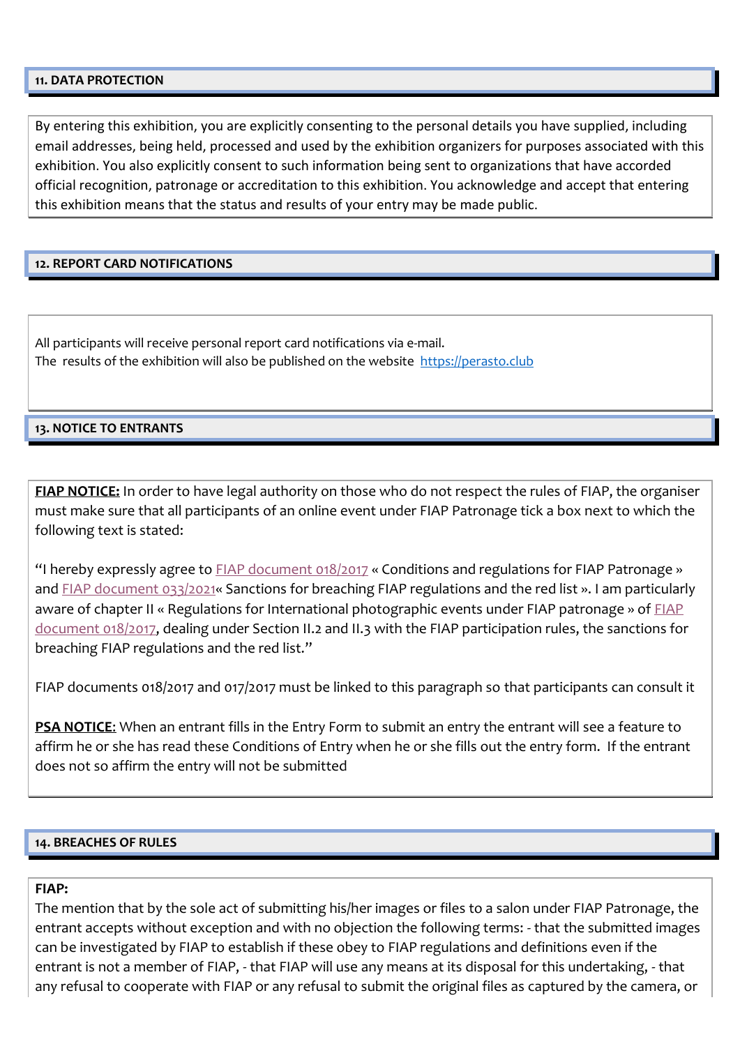## 11. DATA PROTECTION

By entering this exhibition, you are explicitly consenting to the personal details you have supplied, including email addresses, being held, processed and used by the exhibition organizers for purposes associated with this exhibition. You also explicitly consent to such information being sent to organizations that have accorded official recognition, patronage or accreditation to this exhibition. You acknowledge and accept that entering this exhibition means that the status and results of your entry may be made public.

## 12. REPORT CARD NOTIFICATIONS

All participants will receive personal report card notifications via e-mail.
The results of the exhibition will also be published on the website [https://perasto.club](https://perasto.club)

## 13. NOTICE TO ENTRANTS

**FIAP NOTICE:** In order to have legal authority on those who do not respect the rules of FIAP, the organiser must make sure that all participants of an online event under FIAP Patronage tick a box next to which the following text is stated:

"I hereby expressly agree to FIAP document 018/2017 « Conditions and regulations for FIAP Patronage » and FIAP document 033/2021« Sanctions for breaching FIAP regulations and the red list ». I am particularly aware of chapter II « Regulations for International photographic events under FIAP patronage » of FIAP document 018/2017, dealing under Section II.2 and II.3 with the FIAP participation rules, the sanctions for breaching FIAP regulations and the red list."

FIAP documents 018/2017 and 017/2017 must be linked to this paragraph so that participants can consult it

**PSA NOTICE**: When an entrant fills in the Entry Form to submit an entry the entrant will see a feature to affirm he or she has read these Conditions of Entry when he or she fills out the entry form. If the entrant does not so affirm the entry will not be submitted

## 14. BREACHES OF RULES

**FIAP:**
The mention that by the sole act of submitting his/her images or files to a salon under FIAP Patronage, the entrant accepts without exception and with no objection the following terms: - that the submitted images can be investigated by FIAP to establish if these obey to FIAP regulations and definitions even if the entrant is not a member of FIAP, - that FIAP will use any means at its disposal for this undertaking, - that any refusal to cooperate with FIAP or any refusal to submit the original files as captured by the camera, or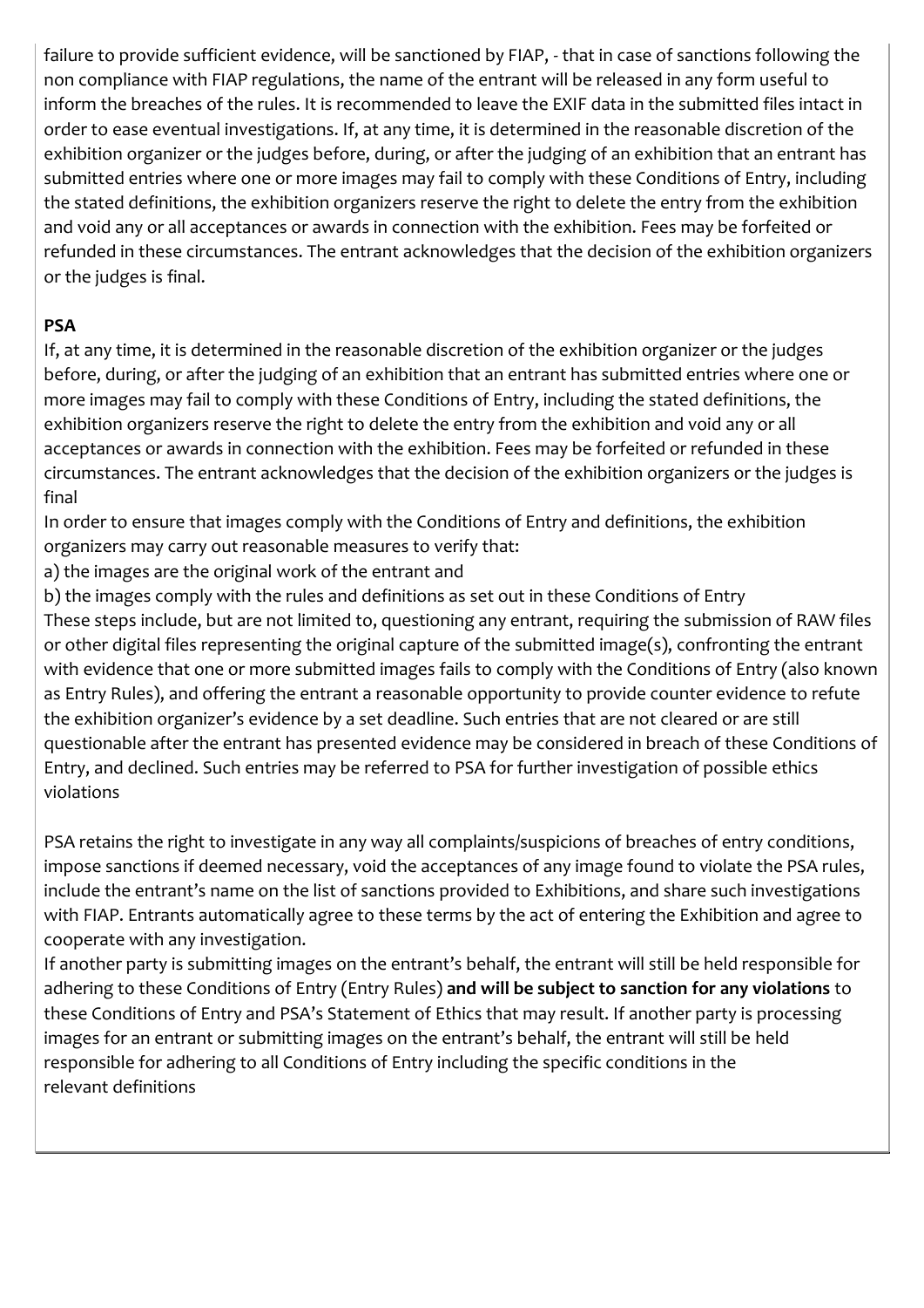failure to provide sufficient evidence, will be sanctioned by FIAP, - that in case of sanctions following the non compliance with FIAP regulations, the name of the entrant will be released in any form useful to inform the breaches of the rules. It is recommended to leave the EXIF data in the submitted files intact in order to ease eventual investigations. If, at any time, it is determined in the reasonable discretion of the exhibition organizer or the judges before, during, or after the judging of an exhibition that an entrant has submitted entries where one or more images may fail to comply with these Conditions of Entry, including the stated definitions, the exhibition organizers reserve the right to delete the entry from the exhibition and void any or all acceptances or awards in connection with the exhibition. Fees may be forfeited or refunded in these circumstances. The entrant acknowledges that the decision of the exhibition organizers or the judges is final.

**PSA**

If, at any time, it is determined in the reasonable discretion of the exhibition organizer or the judges before, during, or after the judging of an exhibition that an entrant has submitted entries where one or more images may fail to comply with these Conditions of Entry, including the stated definitions, the exhibition organizers reserve the right to delete the entry from the exhibition and void any or all acceptances or awards in connection with the exhibition. Fees may be forfeited or refunded in these circumstances. The entrant acknowledges that the decision of the exhibition organizers or the judges is final

In order to ensure that images comply with the Conditions of Entry and definitions, the exhibition organizers may carry out reasonable measures to verify that:

a) the images are the original work of the entrant and

b) the images comply with the rules and definitions as set out in these Conditions of Entry

These steps include, but are not limited to, questioning any entrant, requiring the submission of RAW files or other digital files representing the original capture of the submitted image(s), confronting the entrant with evidence that one or more submitted images fails to comply with the Conditions of Entry (also known as Entry Rules), and offering the entrant a reasonable opportunity to provide counter evidence to refute the exhibition organizer's evidence by a set deadline. Such entries that are not cleared or are still questionable after the entrant has presented evidence may be considered in breach of these Conditions of Entry, and declined. Such entries may be referred to PSA for further investigation of possible ethics violations

PSA retains the right to investigate in any way all complaints/suspicions of breaches of entry conditions, impose sanctions if deemed necessary, void the acceptances of any image found to violate the PSA rules, include the entrant's name on the list of sanctions provided to Exhibitions, and share such investigations with FIAP. Entrants automatically agree to these terms by the act of entering the Exhibition and agree to cooperate with any investigation.

If another party is submitting images on the entrant's behalf, the entrant will still be held responsible for adhering to these Conditions of Entry (Entry Rules) **and will be subject to sanction for any violations** to these Conditions of Entry and PSA's Statement of Ethics that may result. If another party is processing images for an entrant or submitting images on the entrant's behalf, the entrant will still be held responsible for adhering to all Conditions of Entry including the specific conditions in the relevant definitions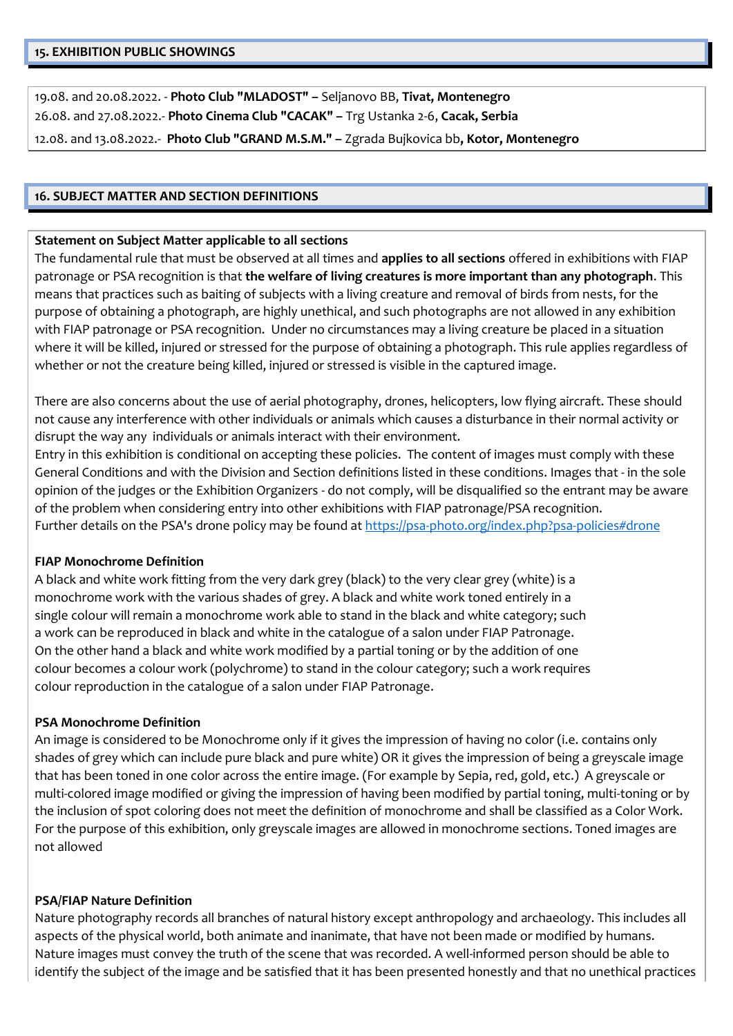## 15. EXHIBITION PUBLIC SHOWINGS

19.08. and 20.08.2022. - **Photo Club "MLADOST" –** Seljanovo BB, **Tivat, Montenegro**
26.08. and 27.08.2022.- **Photo Cinema Club "CACAK" –** Trg Ustanka 2-6, **Cacak, Serbia**
12.08. and 13.08.2022.- **Photo Club "GRAND M.S.M." –** Zgrada Bujkovica bb**, Kotor, Montenegro**

## 16. SUBJECT MATTER AND SECTION DEFINITIONS

**Statement on Subject Matter applicable to all sections**

The fundamental rule that must be observed at all times and **applies to all sections** offered in exhibitions with FIAP patronage or PSA recognition is that **the welfare of living creatures is more important than any photograph**. This means that practices such as baiting of subjects with a living creature and removal of birds from nests, for the purpose of obtaining a photograph, are highly unethical, and such photographs are not allowed in any exhibition with FIAP patronage or PSA recognition. Under no circumstances may a living creature be placed in a situation where it will be killed, injured or stressed for the purpose of obtaining a photograph. This rule applies regardless of whether or not the creature being killed, injured or stressed is visible in the captured image.

There are also concerns about the use of aerial photography, drones, helicopters, low flying aircraft. These should not cause any interference with other individuals or animals which causes a disturbance in their normal activity or disrupt the way any individuals or animals interact with their environment.
Entry in this exhibition is conditional on accepting these policies. The content of images must comply with these General Conditions and with the Division and Section definitions listed in these conditions. Images that - in the sole opinion of the judges or the Exhibition Organizers - do not comply, will be disqualified so the entrant may be aware of the problem when considering entry into other exhibitions with FIAP patronage/PSA recognition.
Further details on the PSA's drone policy may be found at https://psa-photo.org/index.php?psa-policies#drone

**FIAP Monochrome Definition**

A black and white work fitting from the very dark grey (black) to the very clear grey (white) is a monochrome work with the various shades of grey. A black and white work toned entirely in a single colour will remain a monochrome work able to stand in the black and white category; such a work can be reproduced in black and white in the catalogue of a salon under FIAP Patronage. On the other hand a black and white work modified by a partial toning or by the addition of one colour becomes a colour work (polychrome) to stand in the colour category; such a work requires colour reproduction in the catalogue of a salon under FIAP Patronage.

**PSA Monochrome Definition**

An image is considered to be Monochrome only if it gives the impression of having no color (i.e. contains only shades of grey which can include pure black and pure white) OR it gives the impression of being a greyscale image that has been toned in one color across the entire image. (For example by Sepia, red, gold, etc.) A greyscale or multi-colored image modified or giving the impression of having been modified by partial toning, multi-toning or by the inclusion of spot coloring does not meet the definition of monochrome and shall be classified as a Color Work.
For the purpose of this exhibition, only greyscale images are allowed in monochrome sections. Toned images are not allowed

**PSA/FIAP Nature Definition**

Nature photography records all branches of natural history except anthropology and archaeology. This includes all aspects of the physical world, both animate and inanimate, that have not been made or modified by humans. Nature images must convey the truth of the scene that was recorded. A well-informed person should be able to identify the subject of the image and be satisfied that it has been presented honestly and that no unethical practices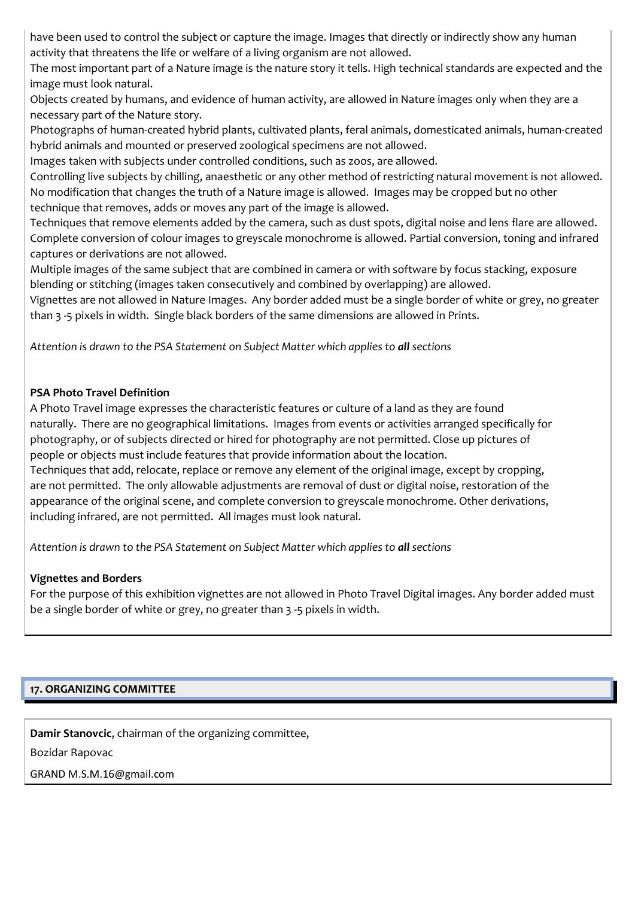have been used to control the subject or capture the image. Images that directly or indirectly show any human activity that threatens the life or welfare of a living organism are not allowed.
The most important part of a Nature image is the nature story it tells. High technical standards are expected and the image must look natural.
Objects created by humans, and evidence of human activity, are allowed in Nature images only when they are a necessary part of the Nature story.
Photographs of human-created hybrid plants, cultivated plants, feral animals, domesticated animals, human-created hybrid animals and mounted or preserved zoological specimens are not allowed.
Images taken with subjects under controlled conditions, such as zoos, are allowed.
Controlling live subjects by chilling, anaesthetic or any other method of restricting natural movement is not allowed.
No modification that changes the truth of a Nature image is allowed. Images may be cropped but no other technique that removes, adds or moves any part of the image is allowed.
Techniques that remove elements added by the camera, such as dust spots, digital noise and lens flare are allowed.
Complete conversion of colour images to greyscale monochrome is allowed. Partial conversion, toning and infrared captures or derivations are not allowed.
Multiple images of the same subject that are combined in camera or with software by focus stacking, exposure blending or stitching (images taken consecutively and combined by overlapping) are allowed.
Vignettes are not allowed in Nature Images. Any border added must be a single border of white or grey, no greater than 3 -5 pixels in width. Single black borders of the same dimensions are allowed in Prints.

*Attention is drawn to the PSA Statement on Subject Matter which applies to **all** sections*

**PSA Photo Travel Definition**

A Photo Travel image expresses the characteristic features or culture of a land as they are found naturally. There are no geographical limitations. Images from events or activities arranged specifically for photography, or of subjects directed or hired for photography are not permitted. Close up pictures of people or objects must include features that provide information about the location.
Techniques that add, relocate, replace or remove any element of the original image, except by cropping, are not permitted. The only allowable adjustments are removal of dust or digital noise, restoration of the appearance of the original scene, and complete conversion to greyscale monochrome. Other derivations, including infrared, are not permitted. All images must look natural.

*Attention is drawn to the PSA Statement on Subject Matter which applies to **all** sections*

**Vignettes and Borders**

For the purpose of this exhibition vignettes are not allowed in Photo Travel Digital images. Any border added must be a single border of white or grey, no greater than 3 -5 pixels in width.

## 17. ORGANIZING COMMITTEE

**Damir Stanovcic**, chairman of the organizing committee,

Bozidar Rapovac

GRAND M.S.M.16@gmail.com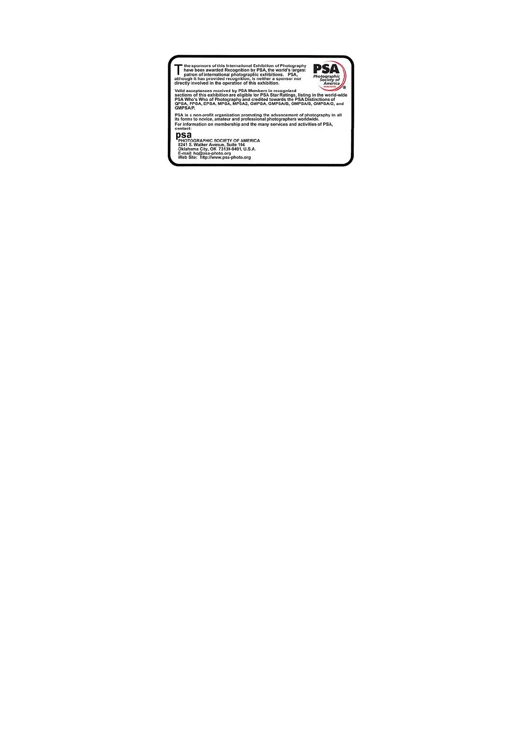The sponsors of this International Exhibition of Photography have been awarded Recognition by PSA, the world's largest patron of international photographic exhibitions. PSA, although it has provided recognition, is neither a sponsor nor directly involved in the operation of this exhibition.

PSA Photographic Society of America WORLDWIDE®

Valid acceptances received by PSA Members in recognized sections of this exhibition are eligible for PSA Star Ratings, listing in the world-wide PSA Who's Who of Photography and credited towards the PSA Distinctions of QPSA, PPSA, EPSA, MPSA, MPSA2, GMPSA, GMPSA/B, GMPSA/S, GMPSA/G, and GMPSA/P.

PSA is a non-profit organization promoting the advancement of photography in all its forms to novice, amateur and professional photographers worldwide.

For information on membership and the many services and activities of PSA, contact:

**psa**
PHOTOGRAPHIC SOCIETY OF AMERICA
8241 S. Walker Avenue, Suite 104
Oklahoma City, OK 73139-9401, U.S.A.
E-mail: hq@psa-photo.org
Web Site: http://www.psa-photo.org